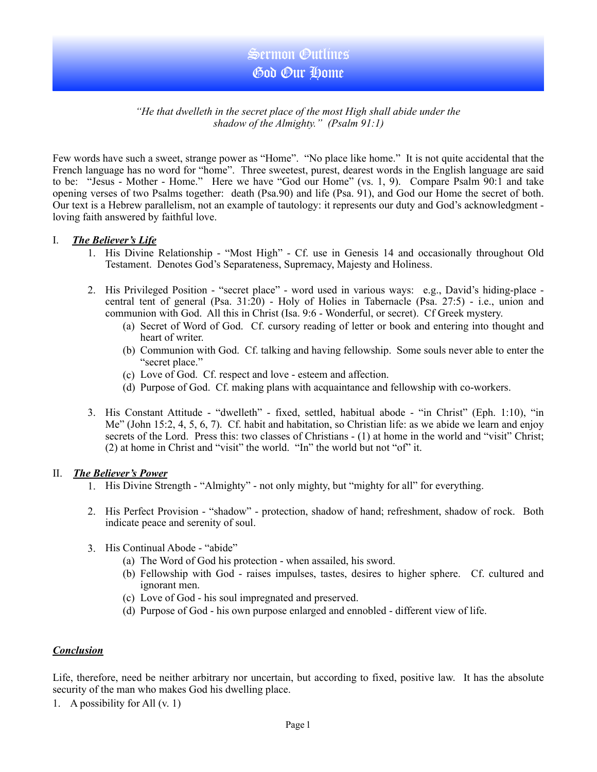# Sermon Outlines
# God Our Home

*"He that dwelleth in the secret place of the most High shall abide under the shadow of the Almighty." (Psalm 91:1)*

Few words have such a sweet, strange power as "Home". "No place like home." It is not quite accidental that the French language has no word for "home". Three sweetest, purest, dearest words in the English language are said to be: "Jesus - Mother - Home." Here we have "God our Home" (vs. 1, 9). Compare Psalm 90:1 and take opening verses of two Psalms together: death (Psa.90) and life (Psa. 91), and God our Home the secret of both. Our text is a Hebrew parallelism, not an example of tautology: it represents our duty and God's acknowledgment - loving faith answered by faithful love.

I. ***The Believer's Life***

1. His Divine Relationship - "Most High" - Cf. use in Genesis 14 and occasionally throughout Old Testament. Denotes God's Separateness, Supremacy, Majesty and Holiness.

2. His Privileged Position - "secret place" - word used in various ways: e.g., David's hiding-place - central tent of general (Psa. 31:20) - Holy of Holies in Tabernacle (Psa. 27:5) - i.e., union and communion with God. All this in Christ (Isa. 9:6 - Wonderful, or secret). Cf Greek mystery.
   - (a) Secret of Word of God. Cf. cursory reading of letter or book and entering into thought and heart of writer.
   - (b) Communion with God. Cf. talking and having fellowship. Some souls never able to enter the "secret place."
   - (c) Love of God. Cf. respect and love - esteem and affection.
   - (d) Purpose of God. Cf. making plans with acquaintance and fellowship with co-workers.

3. His Constant Attitude - "dwelleth" - fixed, settled, habitual abode - "in Christ" (Eph. 1:10), "in Me" (John 15:2, 4, 5, 6, 7). Cf. habit and habitation, so Christian life: as we abide we learn and enjoy secrets of the Lord. Press this: two classes of Christians - (1) at home in the world and "visit" Christ; (2) at home in Christ and "visit" the world. "In" the world but not "of" it.

II. ***The Believer's Power***

1. His Divine Strength - "Almighty" - not only mighty, but "mighty for all" for everything.

2. His Perfect Provision - "shadow" - protection, shadow of hand; refreshment, shadow of rock. Both indicate peace and serenity of soul.

3. His Continual Abode - "abide"
   - (a) The Word of God his protection - when assailed, his sword.
   - (b) Fellowship with God - raises impulses, tastes, desires to higher sphere. Cf. cultured and ignorant men.
   - (c) Love of God - his soul impregnated and preserved.
   - (d) Purpose of God - his own purpose enlarged and ennobled - different view of life.

***Conclusion***

Life, therefore, need be neither arbitrary nor uncertain, but according to fixed, positive law. It has the absolute security of the man who makes God his dwelling place.

1. A possibility for All (v. 1)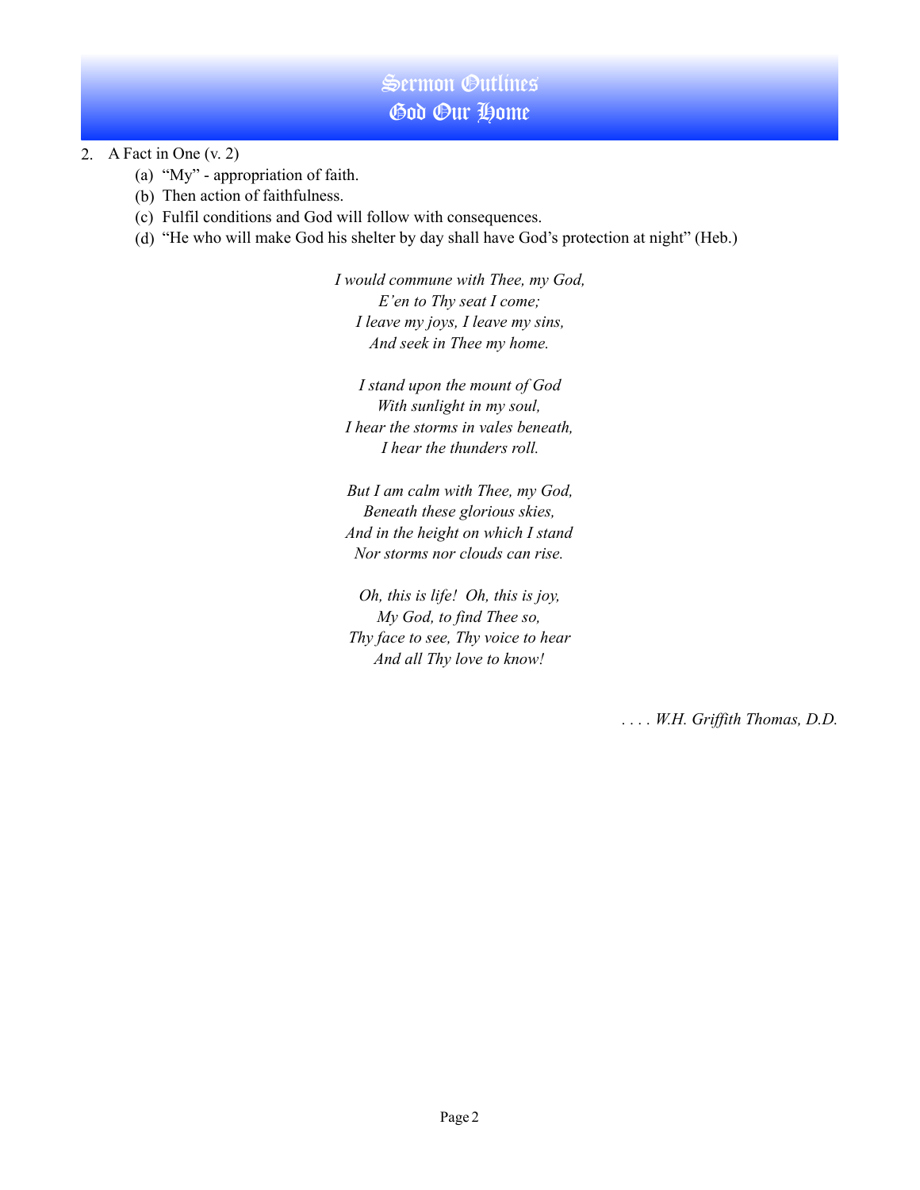2. A Fact in One (v. 2)
   - (a) "My" - appropriation of faith.
   - (b) Then action of faithfulness.
   - (c) Fulfil conditions and God will follow with consequences.
   - (d) "He who will make God his shelter by day shall have God's protection at night" (Heb.)

*I would commune with Thee, my God,*
*E'en to Thy seat I come;*
*I leave my joys, I leave my sins,*
*And seek in Thee my home.*

*I stand upon the mount of God*
*With sunlight in my soul,*
*I hear the storms in vales beneath,*
*I hear the thunders roll.*

*But I am calm with Thee, my God,*
*Beneath these glorious skies,*
*And in the height on which I stand*
*Nor storms nor clouds can rise.*

*Oh, this is life! Oh, this is joy,*
*My God, to find Thee so,*
*Thy face to see, Thy voice to hear*
*And all Thy love to know!*

. . . . *W.H. Griffith Thomas, D.D.*